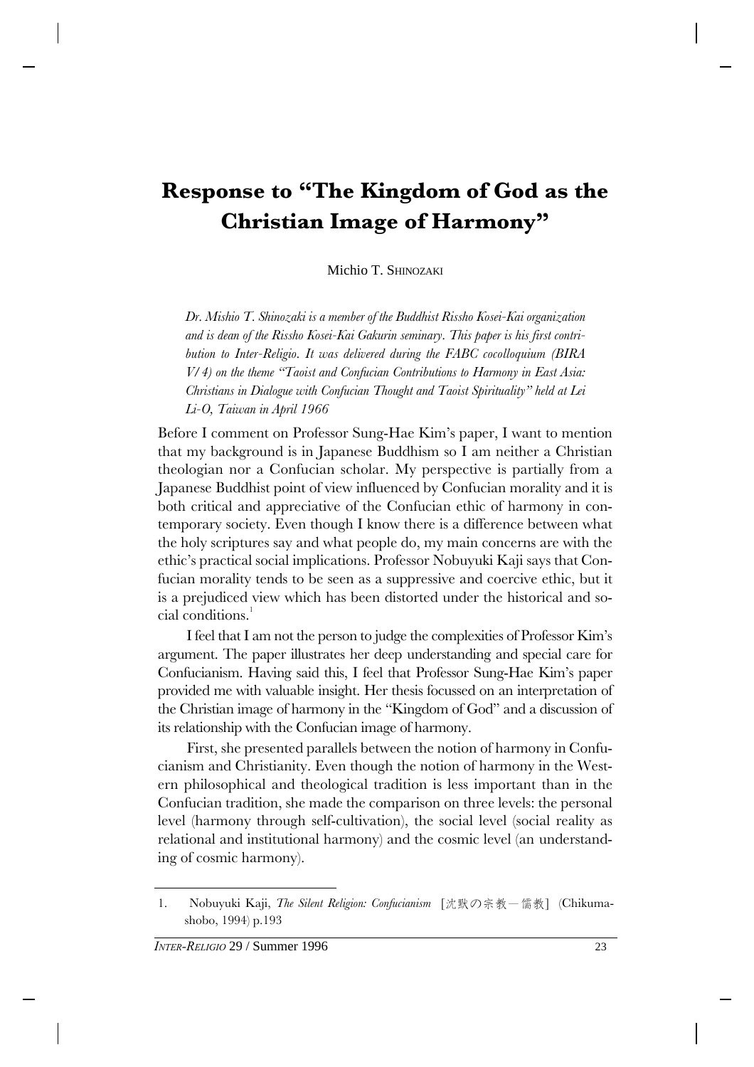# Response to "The Kingdom of God as the Christian Image of Harmony"

Michio T. SHINOZAKI

*Dr. Mishio T. Shinozaki is a member of the Buddhist Rissho Kosei-Kai organization and is dean of the Rissho Kosei-Kai Gakurin seminary. This paper is his first contribution to Inter-Religio. It was delivered during the FABC cocolloquium (BIRA V/4) on the theme "Taoist and Confucian Contributions to Harmony in East Asia: Christians in Dialogue with Confucian Thought and Taoist Spirituality" held at Lei Li-O, Taiwan in April 1966*

Before I comment on Professor Sung-Hae Kim's paper, I want to mention that my background is in Japanese Buddhism so I am neither a Christian theologian nor a Confucian scholar. My perspective is partially from a Japanese Buddhist point of view influenced by Confucian morality and it is both critical and appreciative of the Confucian ethic of harmony in contemporary society. Even though I know there is a difference between what the holy scriptures say and what people do, my main concerns are with the ethic's practical social implications. Professor Nobuyuki Kaji says that Confucian morality tends to be seen as a suppressive and coercive ethic, but it is a prejudiced view which has been distorted under the historical and social conditions.[1]

I feel that I am not the person to judge the complexities of Professor Kim's argument. The paper illustrates her deep understanding and special care for Confucianism. Having said this, I feel that Professor Sung-Hae Kim's paper provided me with valuable insight. Her thesis focussed on an interpretation of the Christian image of harmony in the "Kingdom of God" and a discussion of its relationship with the Confucian image of harmony.

First, she presented parallels between the notion of harmony in Confucianism and Christianity. Even though the notion of harmony in the Western philosophical and theological tradition is less important than in the Confucian tradition, she made the comparison on three levels: the personal level (harmony through self-cultivation), the social level (social reality as relational and institutional harmony) and the cosmic level (an understanding of cosmic harmony).

---

1. Nobuyuki Kaji, *The Silent Religion: Confucianism* [沈黙の宗教—儒教] (Chikuma-shobo, 1994) p.193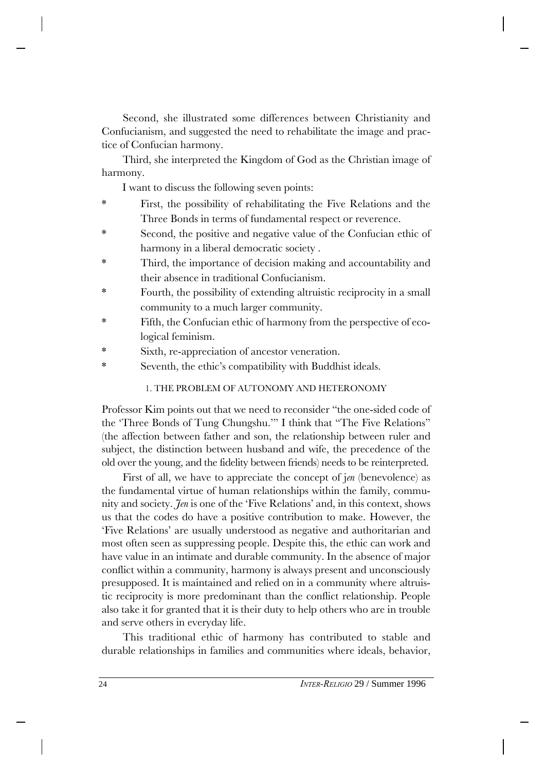Second, she illustrated some differences between Christianity and Confucianism, and suggested the need to rehabilitate the image and practice of Confucian harmony.

Third, she interpreted the Kingdom of God as the Christian image of harmony.

I want to discuss the following seven points:

- First, the possibility of rehabilitating the Five Relations and the Three Bonds in terms of fundamental respect or reverence.
- Second, the positive and negative value of the Confucian ethic of harmony in a liberal democratic society .
- Third, the importance of decision making and accountability and their absence in traditional Confucianism.
- Fourth, the possibility of extending altruistic reciprocity in a small community to a much larger community.
- Fifth, the Confucian ethic of harmony from the perspective of ecological feminism.
- Sixth, re-appreciation of ancestor veneration.
- Seventh, the ethic's compatibility with Buddhist ideals.

## 1. THE PROBLEM OF AUTONOMY AND HETERONOMY

Professor Kim points out that we need to reconsider "the one-sided code of the 'Three Bonds of Tung Chungshu.'" I think that "The Five Relations" (the affection between father and son, the relationship between ruler and subject, the distinction between husband and wife, the precedence of the old over the young, and the fidelity between friends) needs to be reinterpreted.

First of all, we have to appreciate the concept of j*en* (benevolence) as the fundamental virtue of human relationships within the family, community and society. *Jen* is one of the 'Five Relations' and, in this context, shows us that the codes do have a positive contribution to make. However, the 'Five Relations' are usually understood as negative and authoritarian and most often seen as suppressing people. Despite this, the ethic can work and have value in an intimate and durable community. In the absence of major conflict within a community, harmony is always present and unconsciously presupposed. It is maintained and relied on in a community where altruistic reciprocity is more predominant than the conflict relationship. People also take it for granted that it is their duty to help others who are in trouble and serve others in everyday life.

This traditional ethic of harmony has contributed to stable and durable relationships in families and communities where ideals, behavior,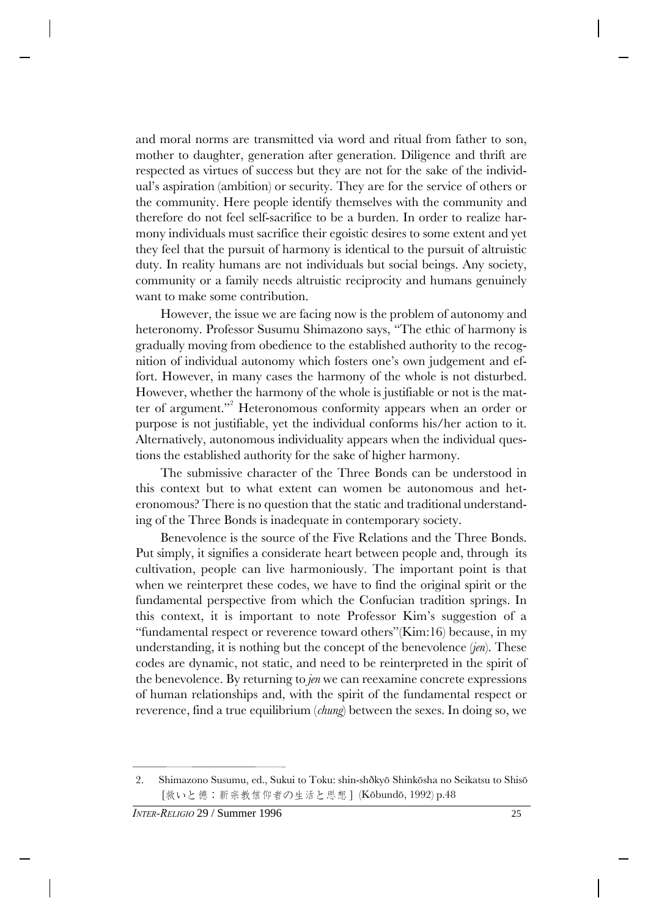and moral norms are transmitted via word and ritual from father to son, mother to daughter, generation after generation. Diligence and thrift are respected as virtues of success but they are not for the sake of the individual's aspiration (ambition) or security. They are for the service of others or the community. Here people identify themselves with the community and therefore do not feel self-sacrifice to be a burden. In order to realize harmony individuals must sacrifice their egoistic desires to some extent and yet they feel that the pursuit of harmony is identical to the pursuit of altruistic duty. In reality humans are not individuals but social beings. Any society, community or a family needs altruistic reciprocity and humans genuinely want to make some contribution.

However, the issue we are facing now is the problem of autonomy and heteronomy. Professor Susumu Shimazono says, "The ethic of harmony is gradually moving from obedience to the established authority to the recognition of individual autonomy which fosters one's own judgement and effort. However, in many cases the harmony of the whole is not disturbed. However, whether the harmony of the whole is justifiable or not is the matter of argument."[2] Heteronomous conformity appears when an order or purpose is not justifiable, yet the individual conforms his/her action to it. Alternatively, autonomous individuality appears when the individual questions the established authority for the sake of higher harmony.

The submissive character of the Three Bonds can be understood in this context but to what extent can women be autonomous and heteronomous? There is no question that the static and traditional understanding of the Three Bonds is inadequate in contemporary society.

Benevolence is the source of the Five Relations and the Three Bonds. Put simply, it signifies a considerate heart between people and, through its cultivation, people can live harmoniously. The important point is that when we reinterpret these codes, we have to find the original spirit or the fundamental perspective from which the Confucian tradition springs. In this context, it is important to note Professor Kim's suggestion of a "fundamental respect or reverence toward others"(Kim:16) because, in my understanding, it is nothing but the concept of the benevolence (*jen*). These codes are dynamic, not static, and need to be reinterpreted in the spirit of the benevolence. By returning to *jen* we can reexamine concrete expressions of human relationships and, with the spirit of the fundamental respect or reverence, find a true equilibrium (*chung*) between the sexes. In doing so, we

---

2. Shimazono Susumu, ed., Sukui to Toku: shin-shðkyō Shinkōsha no Seikatsu to Shisō [救いと徳：新宗教信仰者の生活と思想] (Kōbundō, 1992) p.48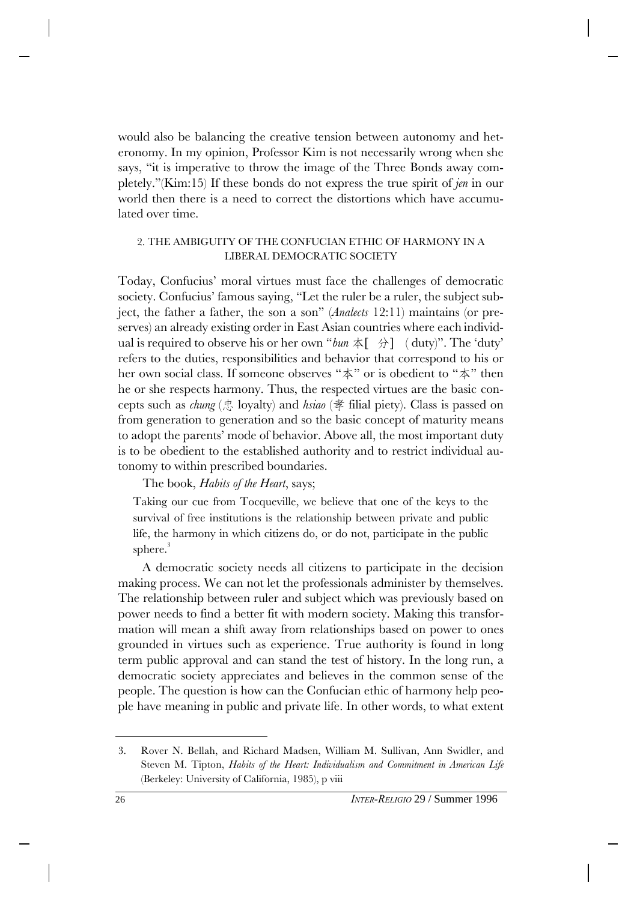would also be balancing the creative tension between autonomy and heteronomy. In my opinion, Professor Kim is not necessarily wrong when she says, "it is imperative to throw the image of the Three Bonds away completely."(Kim:15) If these bonds do not express the true spirit of *jen* in our world then there is a need to correct the distortions which have accumulated over time.

## 2. THE AMBIGUITY OF THE CONFUCIAN ETHIC OF HARMONY IN A LIBERAL DEMOCRATIC SOCIETY

Today, Confucius' moral virtues must face the challenges of democratic society. Confucius' famous saying, "Let the ruler be a ruler, the subject subject, the father a father, the son a son" (*Analects* 12:11) maintains (or preserves) an already existing order in East Asian countries where each individual is required to observe his or her own "*bun* 本[ 分] ( duty)". The 'duty' refers to the duties, responsibilities and behavior that correspond to his or her own social class. If someone observes "本" or is obedient to "本" then he or she respects harmony. Thus, the respected virtues are the basic concepts such as *chung* (忠 loyalty) and *hsiao* (孝 filial piety). Class is passed on from generation to generation and so the basic concept of maturity means to adopt the parents' mode of behavior. Above all, the most important duty is to be obedient to the established authority and to restrict individual autonomy to within prescribed boundaries.

The book, *Habits of the Heart*, says;

> Taking our cue from Tocqueville, we believe that one of the keys to the survival of free institutions is the relationship between private and public life, the harmony in which citizens do, or do not, participate in the public sphere.[3]

A democratic society needs all citizens to participate in the decision making process. We can not let the professionals administer by themselves. The relationship between ruler and subject which was previously based on power needs to find a better fit with modern society. Making this transformation will mean a shift away from relationships based on power to ones grounded in virtues such as experience. True authority is found in long term public approval and can stand the test of history. In the long run, a democratic society appreciates and believes in the common sense of the people. The question is how can the Confucian ethic of harmony help people have meaning in public and private life. In other words, to what extent

---

3. Rover N. Bellah, and Richard Madsen, William M. Sullivan, Ann Swidler, and Steven M. Tipton, *Habits of the Heart: Individualism and Commitment in American Life* (Berkeley: University of California, 1985), p viii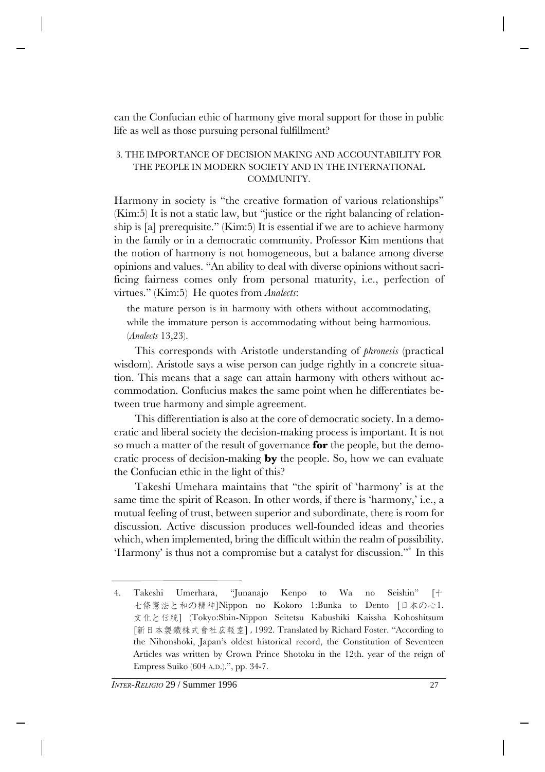can the Confucian ethic of harmony give moral support for those in public life as well as those pursuing personal fulfillment?

### 3. THE IMPORTANCE OF DECISION MAKING AND ACCOUNTABILITY FOR THE PEOPLE IN MODERN SOCIETY AND IN THE INTERNATIONAL COMMUNITY.

Harmony in society is "the creative formation of various relationships" (Kim:5) It is not a static law, but "justice or the right balancing of relationship is [a] prerequisite." (Kim:5) It is essential if we are to achieve harmony in the family or in a democratic community. Professor Kim mentions that the notion of harmony is not homogeneous, but a balance among diverse opinions and values. "An ability to deal with diverse opinions without sacrificing fairness comes only from personal maturity, i.e., perfection of virtues." (Kim:5) He quotes from *Analects*:

> the mature person is in harmony with others without accommodating, while the immature person is accommodating without being harmonious. (*Analects* 13,23).

This corresponds with Aristotle understanding of *phronesis* (practical wisdom). Aristotle says a wise person can judge rightly in a concrete situation. This means that a sage can attain harmony with others without accommodation. Confucius makes the same point when he differentiates between true harmony and simple agreement.

This differentiation is also at the core of democratic society. In a democratic and liberal society the decision-making process is important. It is not so much a matter of the result of governance **for** the people, but the democratic process of decision-making **by** the people. So, how we can evaluate the Confucian ethic in the light of this?

Takeshi Umehara maintains that "the spirit of 'harmony' is at the same time the spirit of Reason. In other words, if there is 'harmony,' i.e., a mutual feeling of trust, between superior and subordinate, there is room for discussion. Active discussion produces well-founded ideas and theories which, when implemented, bring the difficult within the realm of possibility. 'Harmony' is thus not a compromise but a catalyst for discussion."[4] In this

---

4. Takeshi Umerhara, "Junanajo Kenpo to Wa no Seishin" [十七條憲法と和の精神]Nippon no Kokoro 1:Bunka to Dento [日本の心1. 文化と伝統] (Tokyo:Shin-Nippon Seitetsu Kabushiki Kaissha Kohoshitsum [新日本製鐵株式會社広報室], 1992. Translated by Richard Foster. "According to the Nihonshoki, Japan's oldest historical record, the Constitution of Seventeen Articles was written by Crown Prince Shotoku in the 12th. year of the reign of Empress Suiko (604 A.D.).", pp. 34-7.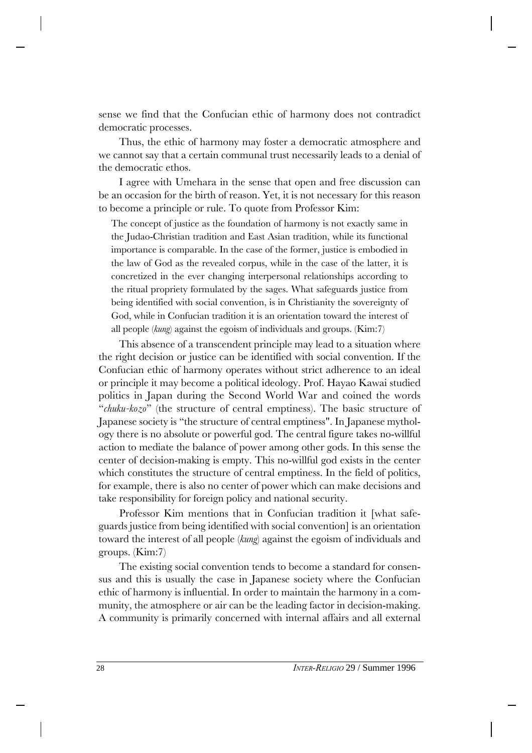sense we find that the Confucian ethic of harmony does not contradict democratic processes.

Thus, the ethic of harmony may foster a democratic atmosphere and we cannot say that a certain communal trust necessarily leads to a denial of the democratic ethos.

I agree with Umehara in the sense that open and free discussion can be an occasion for the birth of reason. Yet, it is not necessary for this reason to become a principle or rule. To quote from Professor Kim:

> The concept of justice as the foundation of harmony is not exactly same in the Judao-Christian tradition and East Asian tradition, while its functional importance is comparable. In the case of the former, justice is embodied in the law of God as the revealed corpus, while in the case of the latter, it is concretized in the ever changing interpersonal relationships according to the ritual propriety formulated by the sages. What safeguards justice from being identified with social convention, is in Christianity the sovereignty of God, while in Confucian tradition it is an orientation toward the interest of all people (*kung*) against the egoism of individuals and groups. (Kim:7)

This absence of a transcendent principle may lead to a situation where the right decision or justice can be identified with social convention. If the Confucian ethic of harmony operates without strict adherence to an ideal or principle it may become a political ideology. Prof. Hayao Kawai studied politics in Japan during the Second World War and coined the words "*chuku-kozo*" (the structure of central emptiness). The basic structure of Japanese society is "the structure of central emptiness". In Japanese mythology there is no absolute or powerful god. The central figure takes no-willful action to mediate the balance of power among other gods. In this sense the center of decision-making is empty. This no-willful god exists in the center which constitutes the structure of central emptiness. In the field of politics, for example, there is also no center of power which can make decisions and take responsibility for foreign policy and national security.

Professor Kim mentions that in Confucian tradition it [what safeguards justice from being identified with social convention] is an orientation toward the interest of all people (*kung*) against the egoism of individuals and groups. (Kim:7)

The existing social convention tends to become a standard for consensus and this is usually the case in Japanese society where the Confucian ethic of harmony is influential. In order to maintain the harmony in a community, the atmosphere or air can be the leading factor in decision-making. A community is primarily concerned with internal affairs and all external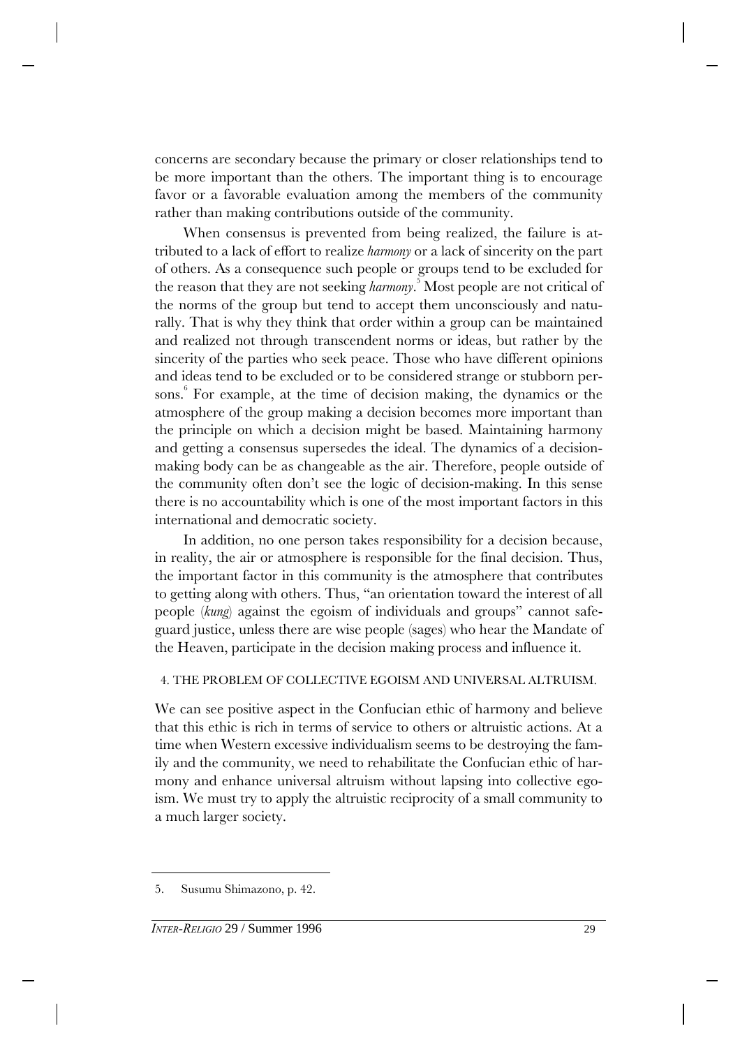concerns are secondary because the primary or closer relationships tend to be more important than the others. The important thing is to encourage favor or a favorable evaluation among the members of the community rather than making contributions outside of the community.

When consensus is prevented from being realized, the failure is attributed to a lack of effort to realize *harmony* or a lack of sincerity on the part of others. As a consequence such people or groups tend to be excluded for the reason that they are not seeking *harmony*.[5] Most people are not critical of the norms of the group but tend to accept them unconsciously and naturally. That is why they think that order within a group can be maintained and realized not through transcendent norms or ideas, but rather by the sincerity of the parties who seek peace. Those who have different opinions and ideas tend to be excluded or to be considered strange or stubborn persons.[6] For example, at the time of decision making, the dynamics or the atmosphere of the group making a decision becomes more important than the principle on which a decision might be based. Maintaining harmony and getting a consensus supersedes the ideal. The dynamics of a decision-making body can be as changeable as the air. Therefore, people outside of the community often don't see the logic of decision-making. In this sense there is no accountability which is one of the most important factors in this international and democratic society.

In addition, no one person takes responsibility for a decision because, in reality, the air or atmosphere is responsible for the final decision. Thus, the important factor in this community is the atmosphere that contributes to getting along with others. Thus, "an orientation toward the interest of all people (*kung*) against the egoism of individuals and groups" cannot safeguard justice, unless there are wise people (sages) who hear the Mandate of the Heaven, participate in the decision making process and influence it.

## 4. THE PROBLEM OF COLLECTIVE EGOISM AND UNIVERSAL ALTRUISM.

We can see positive aspect in the Confucian ethic of harmony and believe that this ethic is rich in terms of service to others or altruistic actions. At a time when Western excessive individualism seems to be destroying the family and the community, we need to rehabilitate the Confucian ethic of harmony and enhance universal altruism without lapsing into collective egoism. We must try to apply the altruistic reciprocity of a small community to a much larger society.

---

5. Susumu Shimazono, p. 42.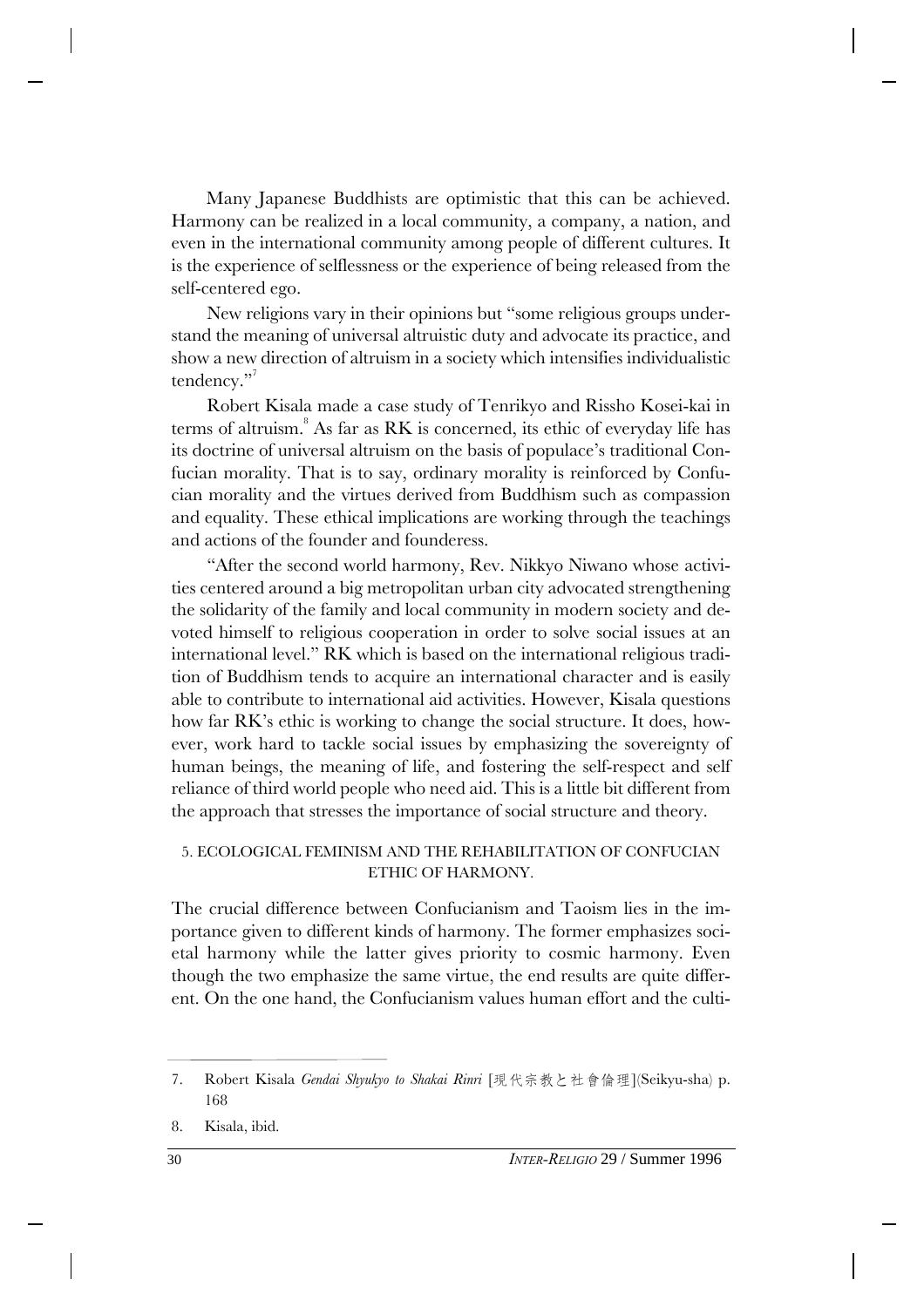Many Japanese Buddhists are optimistic that this can be achieved. Harmony can be realized in a local community, a company, a nation, and even in the international community among people of different cultures. It is the experience of selflessness or the experience of being released from the self-centered ego.

New religions vary in their opinions but "some religious groups understand the meaning of universal altruistic duty and advocate its practice, and show a new direction of altruism in a society which intensifies individualistic tendency."[7]

Robert Kisala made a case study of Tenrikyo and Rissho Kosei-kai in terms of altruism.[8] As far as RK is concerned, its ethic of everyday life has its doctrine of universal altruism on the basis of populace's traditional Confucian morality. That is to say, ordinary morality is reinforced by Confucian morality and the virtues derived from Buddhism such as compassion and equality. These ethical implications are working through the teachings and actions of the founder and founderess.

"After the second world harmony, Rev. Nikkyo Niwano whose activities centered around a big metropolitan urban city advocated strengthening the solidarity of the family and local community in modern society and devoted himself to religious cooperation in order to solve social issues at an international level." RK which is based on the international religious tradition of Buddhism tends to acquire an international character and is easily able to contribute to international aid activities. However, Kisala questions how far RK's ethic is working to change the social structure. It does, however, work hard to tackle social issues by emphasizing the sovereignty of human beings, the meaning of life, and fostering the self-respect and self reliance of third world people who need aid. This is a little bit different from the approach that stresses the importance of social structure and theory.

## 5. ECOLOGICAL FEMINISM AND THE REHABILITATION OF CONFUCIAN ETHIC OF HARMONY.

The crucial difference between Confucianism and Taoism lies in the importance given to different kinds of harmony. The former emphasizes societal harmony while the latter gives priority to cosmic harmony. Even though the two emphasize the same virtue, the end results are quite different. On the one hand, the Confucianism values human effort and the culti-

---

7. Robert Kisala *Gendai Shyukyo to Shakai Rinri* [現代宗教と社會倫理](Seikyu-sha) p. 168

8. Kisala, ibid.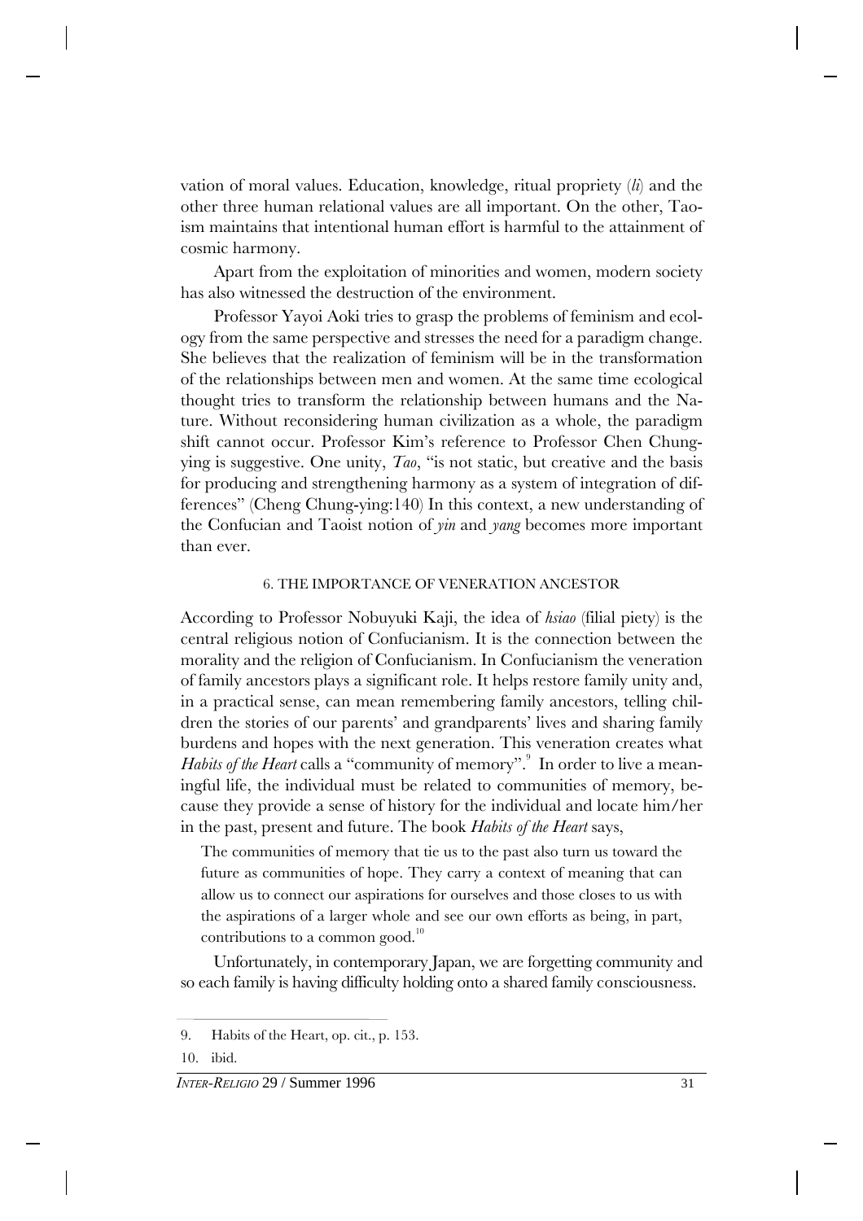vation of moral values. Education, knowledge, ritual propriety (*li*) and the other three human relational values are all important. On the other, Taoism maintains that intentional human effort is harmful to the attainment of cosmic harmony.

Apart from the exploitation of minorities and women, modern society has also witnessed the destruction of the environment.

Professor Yayoi Aoki tries to grasp the problems of feminism and ecology from the same perspective and stresses the need for a paradigm change. She believes that the realization of feminism will be in the transformation of the relationships between men and women. At the same time ecological thought tries to transform the relationship between humans and the Nature. Without reconsidering human civilization as a whole, the paradigm shift cannot occur. Professor Kim's reference to Professor Chen Chung-ying is suggestive. One unity, *Tao*, "is not static, but creative and the basis for producing and strengthening harmony as a system of integration of differences" (Cheng Chung-ying:140) In this context, a new understanding of the Confucian and Taoist notion of *yin* and *yang* becomes more important than ever.

### 6. THE IMPORTANCE OF VENERATION ANCESTOR

According to Professor Nobuyuki Kaji, the idea of *hsiao* (filial piety) is the central religious notion of Confucianism. It is the connection between the morality and the religion of Confucianism. In Confucianism the veneration of family ancestors plays a significant role. It helps restore family unity and, in a practical sense, can mean remembering family ancestors, telling children the stories of our parents' and grandparents' lives and sharing family burdens and hopes with the next generation. This veneration creates what *Habits of the Heart* calls a "community of memory".[9] In order to live a meaningful life, the individual must be related to communities of memory, because they provide a sense of history for the individual and locate him/her in the past, present and future. The book *Habits of the Heart* says,

> The communities of memory that tie us to the past also turn us toward the future as communities of hope. They carry a context of meaning that can allow us to connect our aspirations for ourselves and those closes to us with the aspirations of a larger whole and see our own efforts as being, in part, contributions to a common good.[10]

Unfortunately, in contemporary Japan, we are forgetting community and so each family is having difficulty holding onto a shared family consciousness.

---

9. Habits of the Heart, op. cit., p. 153.

10. ibid.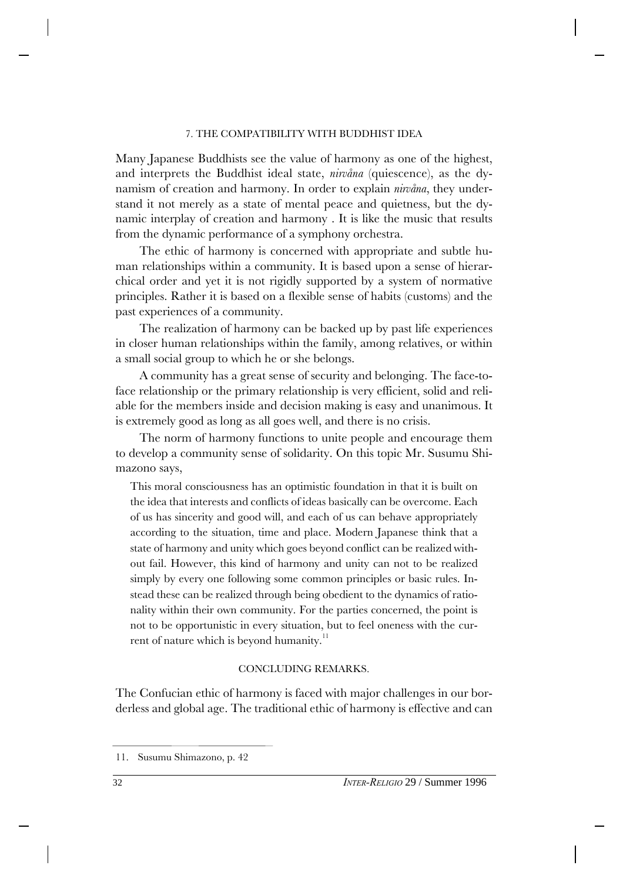## 7. THE COMPATIBILITY WITH BUDDHIST IDEA

Many Japanese Buddhists see the value of harmony as one of the highest, and interprets the Buddhist ideal state, *nirvåna* (quiescence), as the dynamism of creation and harmony. In order to explain *nirvåna*, they understand it not merely as a state of mental peace and quietness, but the dynamic interplay of creation and harmony . It is like the music that results from the dynamic performance of a symphony orchestra.

The ethic of harmony is concerned with appropriate and subtle human relationships within a community. It is based upon a sense of hierarchical order and yet it is not rigidly supported by a system of normative principles. Rather it is based on a flexible sense of habits (customs) and the past experiences of a community.

The realization of harmony can be backed up by past life experiences in closer human relationships within the family, among relatives, or within a small social group to which he or she belongs.

A community has a great sense of security and belonging. The face-to-face relationship or the primary relationship is very efficient, solid and reliable for the members inside and decision making is easy and unanimous. It is extremely good as long as all goes well, and there is no crisis.

The norm of harmony functions to unite people and encourage them to develop a community sense of solidarity. On this topic Mr. Susumu Shimazono says,

> This moral consciousness has an optimistic foundation in that it is built on the idea that interests and conflicts of ideas basically can be overcome. Each of us has sincerity and good will, and each of us can behave appropriately according to the situation, time and place. Modern Japanese think that a state of harmony and unity which goes beyond conflict can be realized without fail. However, this kind of harmony and unity can not to be realized simply by every one following some common principles or basic rules. Instead these can be realized through being obedient to the dynamics of rationality within their own community. For the parties concerned, the point is not to be opportunistic in every situation, but to feel oneness with the current of nature which is beyond humanity.[11]

## CONCLUDING REMARKS.

The Confucian ethic of harmony is faced with major challenges in our borderless and global age. The traditional ethic of harmony is effective and can

---

11. Susumu Shimazono, p. 42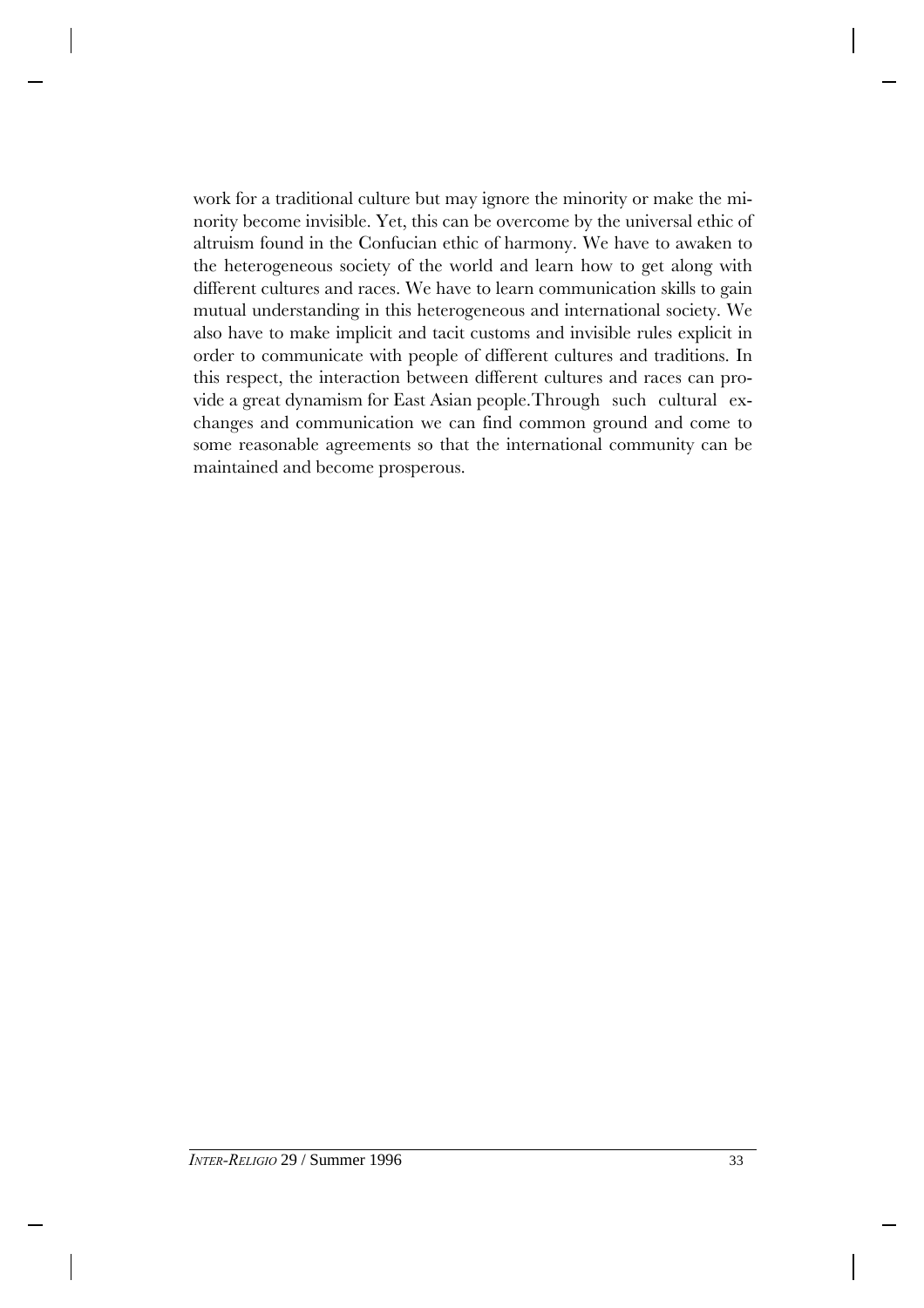work for a traditional culture but may ignore the minority or make the minority become invisible. Yet, this can be overcome by the universal ethic of altruism found in the Confucian ethic of harmony. We have to awaken to the heterogeneous society of the world and learn how to get along with different cultures and races. We have to learn communication skills to gain mutual understanding in this heterogeneous and international society. We also have to make implicit and tacit customs and invisible rules explicit in order to communicate with people of different cultures and traditions. In this respect, the interaction between different cultures and races can provide a great dynamism for East Asian people. Through such cultural exchanges and communication we can find common ground and come to some reasonable agreements so that the international community can be maintained and become prosperous.